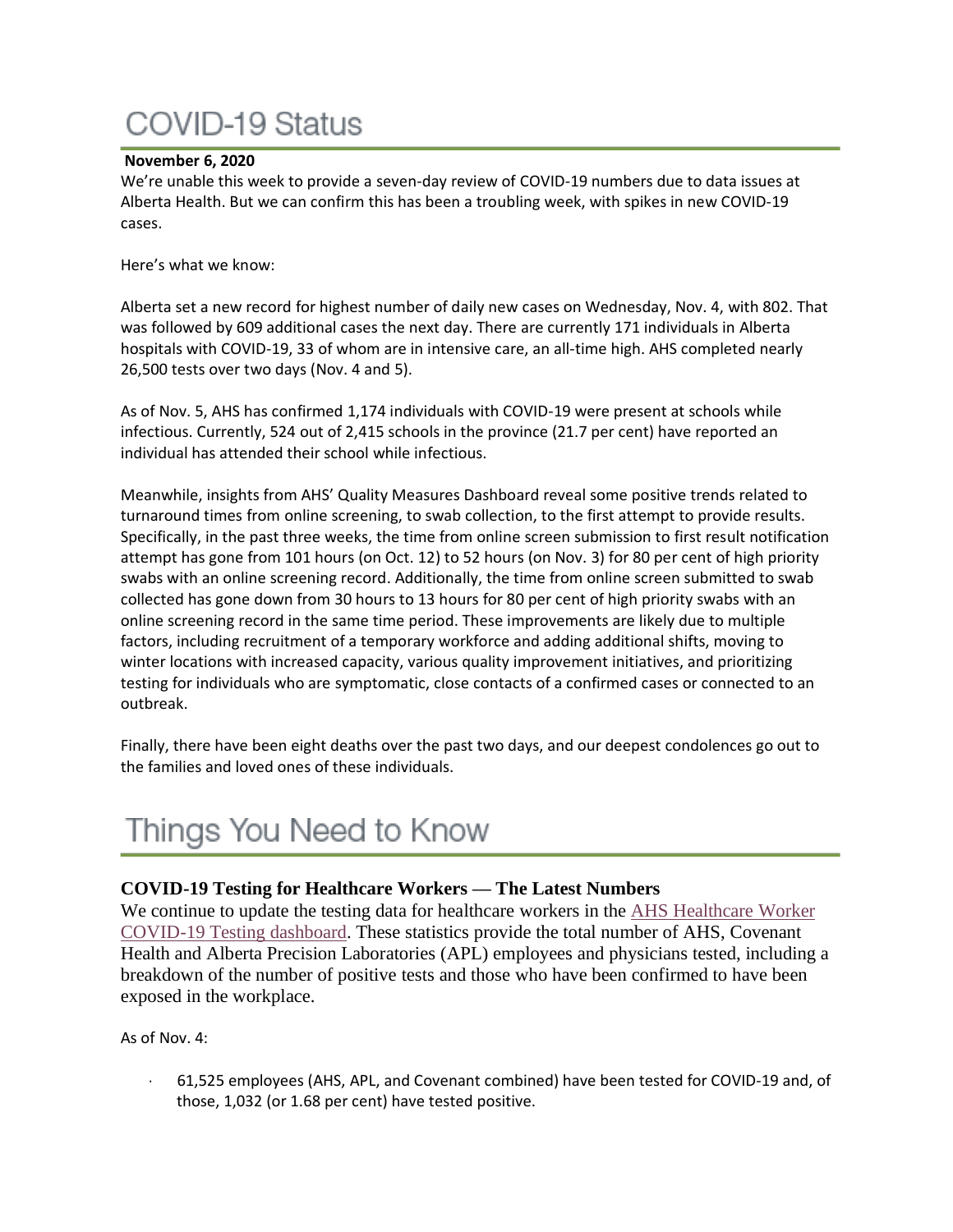# COVID-19 Status

**November 6, 2020**

We're unable this week to provide a seven-day review of COVID-19 numbers due to data issues at Alberta Health. But we can confirm this has been a troubling week, with spikes in new COVID-19 cases.

Here's what we know:

Alberta set a new record for highest number of daily new cases on Wednesday, Nov. 4, with 802. That was followed by 609 additional cases the next day. There are currently 171 individuals in Alberta hospitals with COVID-19, 33 of whom are in intensive care, an all-time high. AHS completed nearly 26,500 tests over two days (Nov. 4 and 5).

As of Nov. 5, AHS has confirmed 1,174 individuals with COVID-19 were present at schools while infectious. Currently, 524 out of 2,415 schools in the province (21.7 per cent) have reported an individual has attended their school while infectious.

Meanwhile, insights from AHS' Quality Measures Dashboard reveal some positive trends related to turnaround times from online screening, to swab collection, to the first attempt to provide results. Specifically, in the past three weeks, the time from online screen submission to first result notification attempt has gone from 101 hours (on Oct. 12) to 52 hours (on Nov. 3) for 80 per cent of high priority swabs with an online screening record. Additionally, the time from online screen submitted to swab collected has gone down from 30 hours to 13 hours for 80 per cent of high priority swabs with an online screening record in the same time period. These improvements are likely due to multiple factors, including recruitment of a temporary workforce and adding additional shifts, moving to winter locations with increased capacity, various quality improvement initiatives, and prioritizing testing for individuals who are symptomatic, close contacts of a confirmed cases or connected to an outbreak.

Finally, there have been eight deaths over the past two days, and our deepest condolences go out to the families and loved ones of these individuals.

# Things You Need to Know

### COVID-19 Testing for Healthcare Workers — The Latest Numbers

We continue to update the testing data for healthcare workers in the AHS Healthcare Worker COVID-19 Testing dashboard. These statistics provide the total number of AHS, Covenant Health and Alberta Precision Laboratories (APL) employees and physicians tested, including a breakdown of the number of positive tests and those who have been confirmed to have been exposed in the workplace.

As of Nov. 4:

- 61,525 employees (AHS, APL, and Covenant combined) have been tested for COVID-19 and, of those, 1,032 (or 1.68 per cent) have tested positive.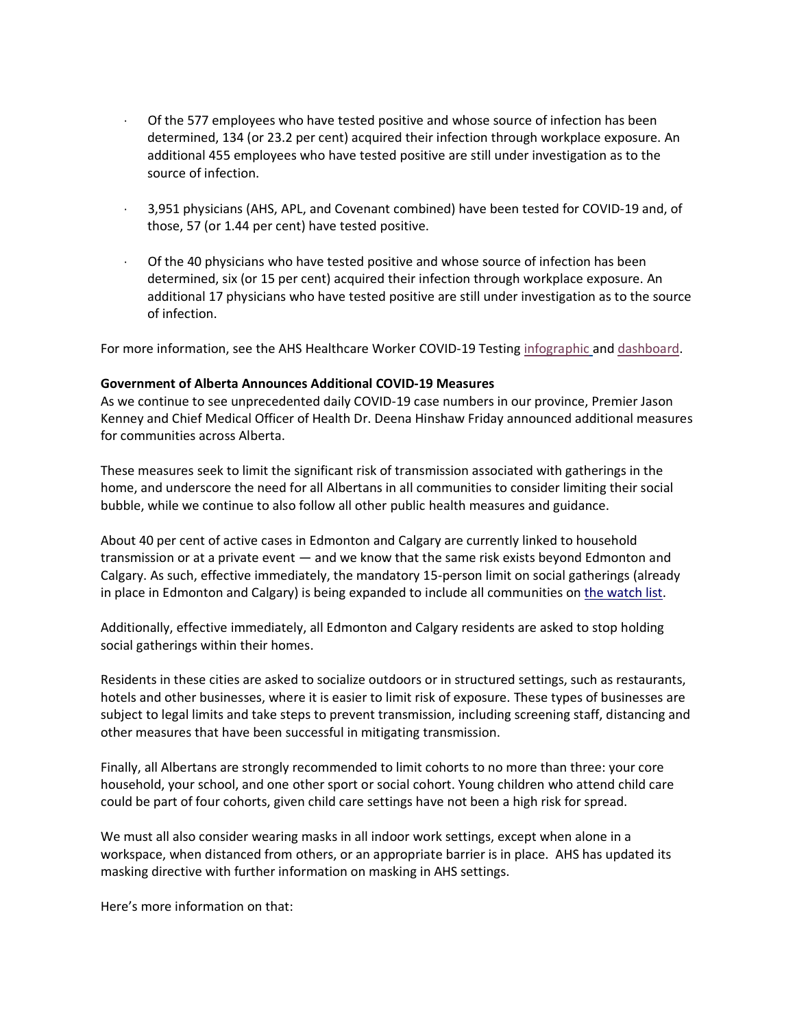- Of the 577 employees who have tested positive and whose source of infection has been determined, 134 (or 23.2 per cent) acquired their infection through workplace exposure. An additional 455 employees who have tested positive are still under investigation as to the source of infection.
- 3,951 physicians (AHS, APL, and Covenant combined) have been tested for COVID-19 and, of those, 57 (or 1.44 per cent) have tested positive.
- Of the 40 physicians who have tested positive and whose source of infection has been determined, six (or 15 per cent) acquired their infection through workplace exposure. An additional 17 physicians who have tested positive are still under investigation as to the source of infection.

For more information, see the AHS Healthcare Worker COVID-19 Testing infographic and dashboard.

**Government of Alberta Announces Additional COVID-19 Measures**

As we continue to see unprecedented daily COVID-19 case numbers in our province, Premier Jason Kenney and Chief Medical Officer of Health Dr. Deena Hinshaw Friday announced additional measures for communities across Alberta.

These measures seek to limit the significant risk of transmission associated with gatherings in the home, and underscore the need for all Albertans in all communities to consider limiting their social bubble, while we continue to also follow all other public health measures and guidance.

About 40 per cent of active cases in Edmonton and Calgary are currently linked to household transmission or at a private event — and we know that the same risk exists beyond Edmonton and Calgary. As such, effective immediately, the mandatory 15-person limit on social gatherings (already in place in Edmonton and Calgary) is being expanded to include all communities on the watch list.

Additionally, effective immediately, all Edmonton and Calgary residents are asked to stop holding social gatherings within their homes.

Residents in these cities are asked to socialize outdoors or in structured settings, such as restaurants, hotels and other businesses, where it is easier to limit risk of exposure. These types of businesses are subject to legal limits and take steps to prevent transmission, including screening staff, distancing and other measures that have been successful in mitigating transmission.

Finally, all Albertans are strongly recommended to limit cohorts to no more than three: your core household, your school, and one other sport or social cohort. Young children who attend child care could be part of four cohorts, given child care settings have not been a high risk for spread.

We must all also consider wearing masks in all indoor work settings, except when alone in a workspace, when distanced from others, or an appropriate barrier is in place. AHS has updated its masking directive with further information on masking in AHS settings.

Here's more information on that: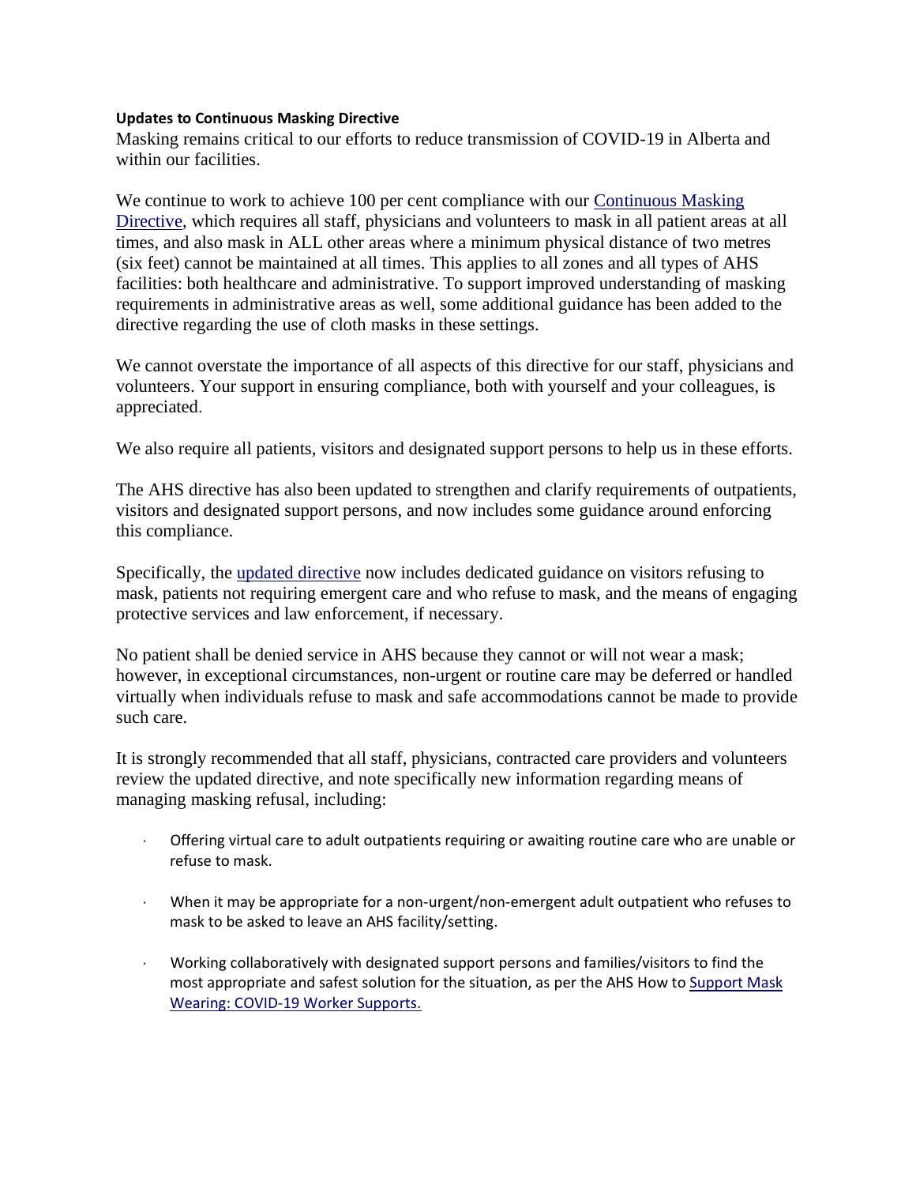**Updates to Continuous Masking Directive**

Masking remains critical to our efforts to reduce transmission of COVID-19 in Alberta and within our facilities.

We continue to work to achieve 100 per cent compliance with our Continuous Masking Directive, which requires all staff, physicians and volunteers to mask in all patient areas at all times, and also mask in ALL other areas where a minimum physical distance of two metres (six feet) cannot be maintained at all times. This applies to all zones and all types of AHS facilities: both healthcare and administrative. To support improved understanding of masking requirements in administrative areas as well, some additional guidance has been added to the directive regarding the use of cloth masks in these settings.

We cannot overstate the importance of all aspects of this directive for our staff, physicians and volunteers. Your support in ensuring compliance, both with yourself and your colleagues, is appreciated.

We also require all patients, visitors and designated support persons to help us in these efforts.

The AHS directive has also been updated to strengthen and clarify requirements of outpatients, visitors and designated support persons, and now includes some guidance around enforcing this compliance.

Specifically, the updated directive now includes dedicated guidance on visitors refusing to mask, patients not requiring emergent care and who refuse to mask, and the means of engaging protective services and law enforcement, if necessary.

No patient shall be denied service in AHS because they cannot or will not wear a mask; however, in exceptional circumstances, non-urgent or routine care may be deferred or handled virtually when individuals refuse to mask and safe accommodations cannot be made to provide such care.

It is strongly recommended that all staff, physicians, contracted care providers and volunteers review the updated directive, and note specifically new information regarding means of managing masking refusal, including:

- Offering virtual care to adult outpatients requiring or awaiting routine care who are unable or refuse to mask.
- When it may be appropriate for a non-urgent/non-emergent adult outpatient who refuses to mask to be asked to leave an AHS facility/setting.
- Working collaboratively with designated support persons and families/visitors to find the most appropriate and safest solution for the situation, as per the AHS How to Support Mask Wearing: COVID-19 Worker Supports.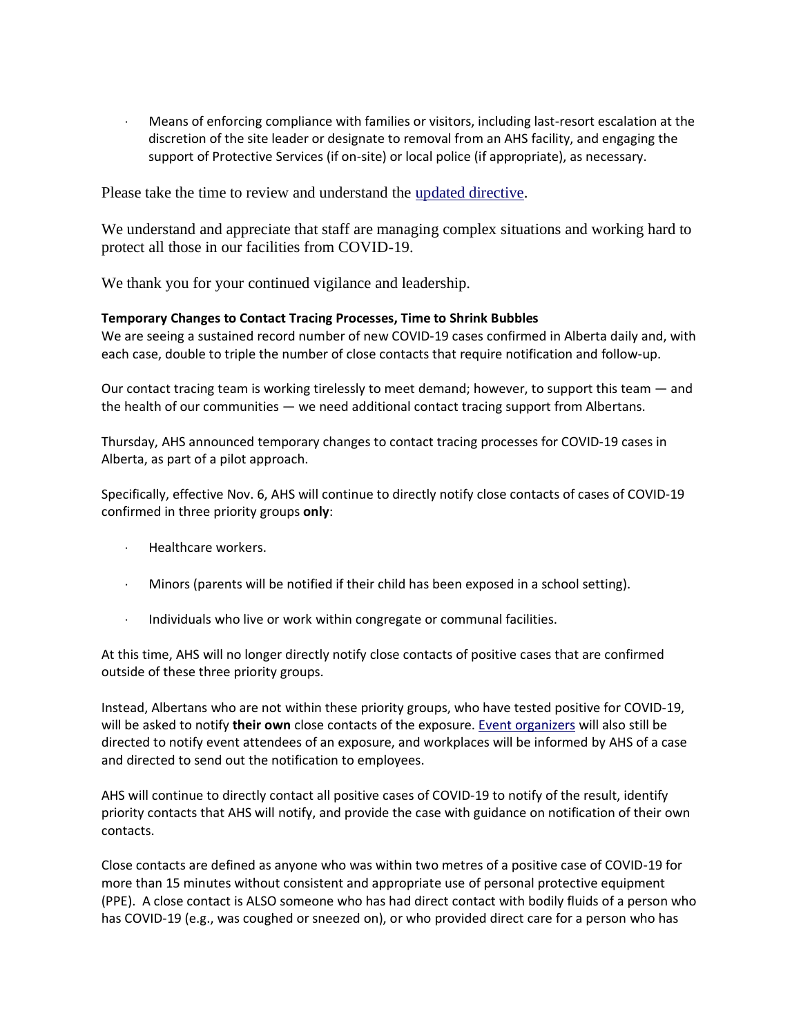- Means of enforcing compliance with families or visitors, including last-resort escalation at the discretion of the site leader or designate to removal from an AHS facility, and engaging the support of Protective Services (if on-site) or local police (if appropriate), as necessary.

Please take the time to review and understand the updated directive.

We understand and appreciate that staff are managing complex situations and working hard to protect all those in our facilities from COVID-19.

We thank you for your continued vigilance and leadership.

**Temporary Changes to Contact Tracing Processes, Time to Shrink Bubbles**

We are seeing a sustained record number of new COVID-19 cases confirmed in Alberta daily and, with each case, double to triple the number of close contacts that require notification and follow-up.

Our contact tracing team is working tirelessly to meet demand; however, to support this team — and the health of our communities — we need additional contact tracing support from Albertans.

Thursday, AHS announced temporary changes to contact tracing processes for COVID-19 cases in Alberta, as part of a pilot approach.

Specifically, effective Nov. 6, AHS will continue to directly notify close contacts of cases of COVID-19 confirmed in three priority groups **only**:

- Healthcare workers.
- Minors (parents will be notified if their child has been exposed in a school setting).
- Individuals who live or work within congregate or communal facilities.

At this time, AHS will no longer directly notify close contacts of positive cases that are confirmed outside of these three priority groups.

Instead, Albertans who are not within these priority groups, who have tested positive for COVID-19, will be asked to notify **their own** close contacts of the exposure. Event organizers will also still be directed to notify event attendees of an exposure, and workplaces will be informed by AHS of a case and directed to send out the notification to employees.

AHS will continue to directly contact all positive cases of COVID-19 to notify of the result, identify priority contacts that AHS will notify, and provide the case with guidance on notification of their own contacts.

Close contacts are defined as anyone who was within two metres of a positive case of COVID-19 for more than 15 minutes without consistent and appropriate use of personal protective equipment (PPE). A close contact is ALSO someone who has had direct contact with bodily fluids of a person who has COVID-19 (e.g., was coughed or sneezed on), or who provided direct care for a person who has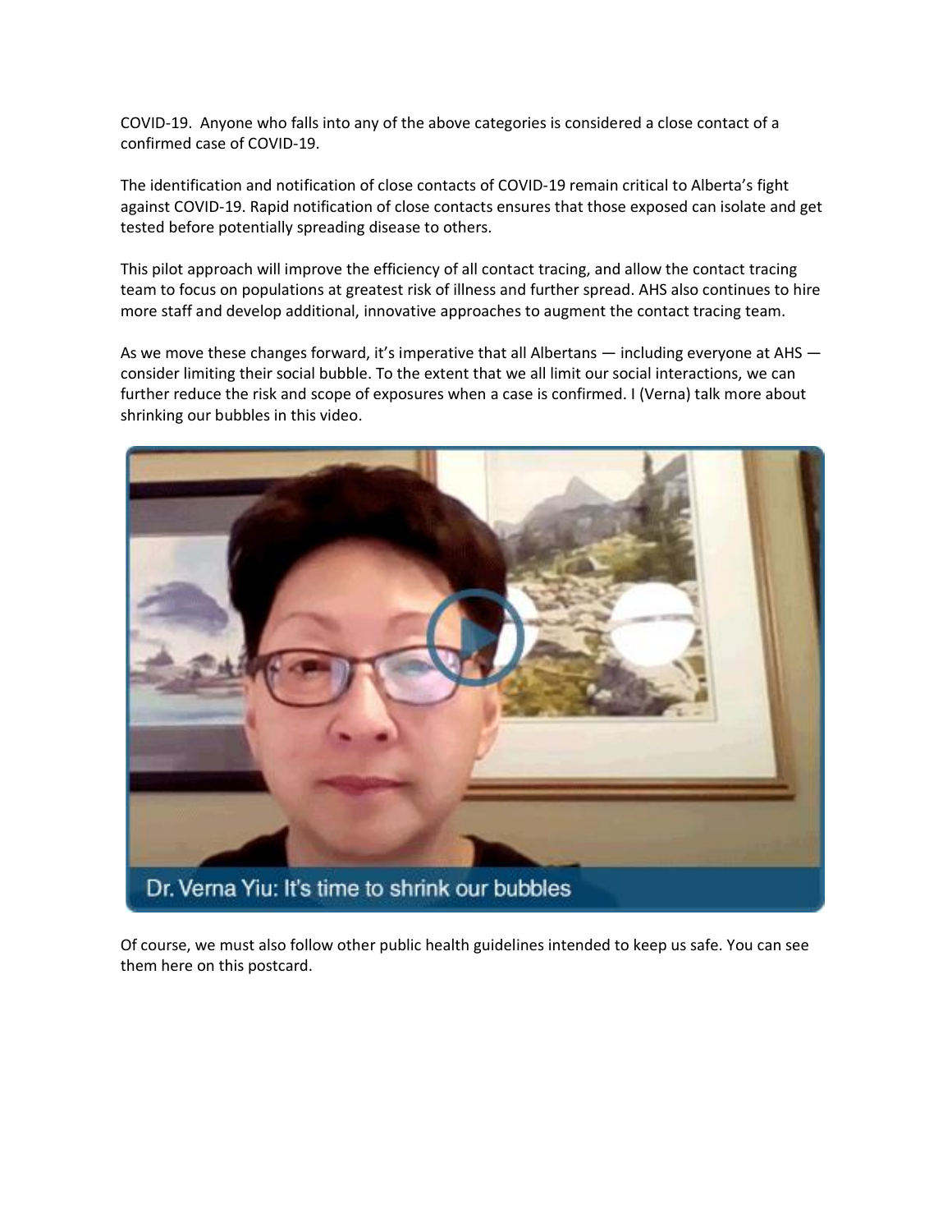COVID-19. Anyone who falls into any of the above categories is considered a close contact of a confirmed case of COVID-19.

The identification and notification of close contacts of COVID-19 remain critical to Alberta's fight against COVID-19. Rapid notification of close contacts ensures that those exposed can isolate and get tested before potentially spreading disease to others.

This pilot approach will improve the efficiency of all contact tracing, and allow the contact tracing team to focus on populations at greatest risk of illness and further spread. AHS also continues to hire more staff and develop additional, innovative approaches to augment the contact tracing team.

As we move these changes forward, it's imperative that all Albertans — including everyone at AHS — consider limiting their social bubble. To the extent that we all limit our social interactions, we can further reduce the risk and scope of exposures when a case is confirmed. I (Verna) talk more about shrinking our bubbles in this video.

Dr. Verna Yiu: It's time to shrink our bubbles

Of course, we must also follow other public health guidelines intended to keep us safe. You can see them here on this postcard.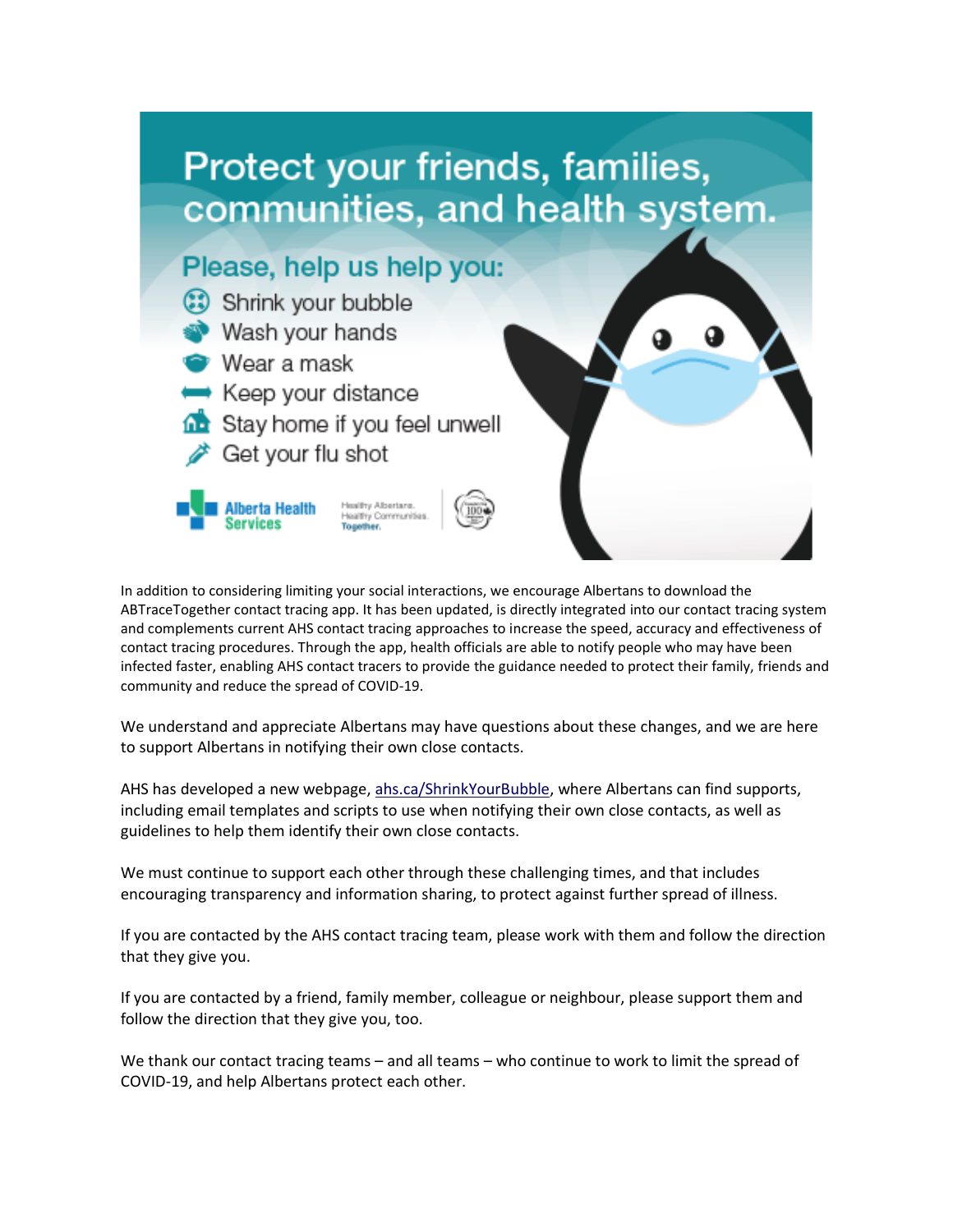# Protect your friends, families, communities, and health system.

## Please, help us help you:

- Shrink your bubble
- Wash your hands
- Wear a mask
- Keep your distance
- Stay home if you feel unwell
- Get your flu shot

Alberta Health Services

Healthy Albertans. Healthy Communities. Together.

In addition to considering limiting your social interactions, we encourage Albertans to download the ABTraceTogether contact tracing app. It has been updated, is directly integrated into our contact tracing system and complements current AHS contact tracing approaches to increase the speed, accuracy and effectiveness of contact tracing procedures. Through the app, health officials are able to notify people who may have been infected faster, enabling AHS contact tracers to provide the guidance needed to protect their family, friends and community and reduce the spread of COVID-19.

We understand and appreciate Albertans may have questions about these changes, and we are here to support Albertans in notifying their own close contacts.

AHS has developed a new webpage, ahs.ca/ShrinkYourBubble, where Albertans can find supports, including email templates and scripts to use when notifying their own close contacts, as well as guidelines to help them identify their own close contacts.

We must continue to support each other through these challenging times, and that includes encouraging transparency and information sharing, to protect against further spread of illness.

If you are contacted by the AHS contact tracing team, please work with them and follow the direction that they give you.

If you are contacted by a friend, family member, colleague or neighbour, please support them and follow the direction that they give you, too.

We thank our contact tracing teams – and all teams – who continue to work to limit the spread of COVID-19, and help Albertans protect each other.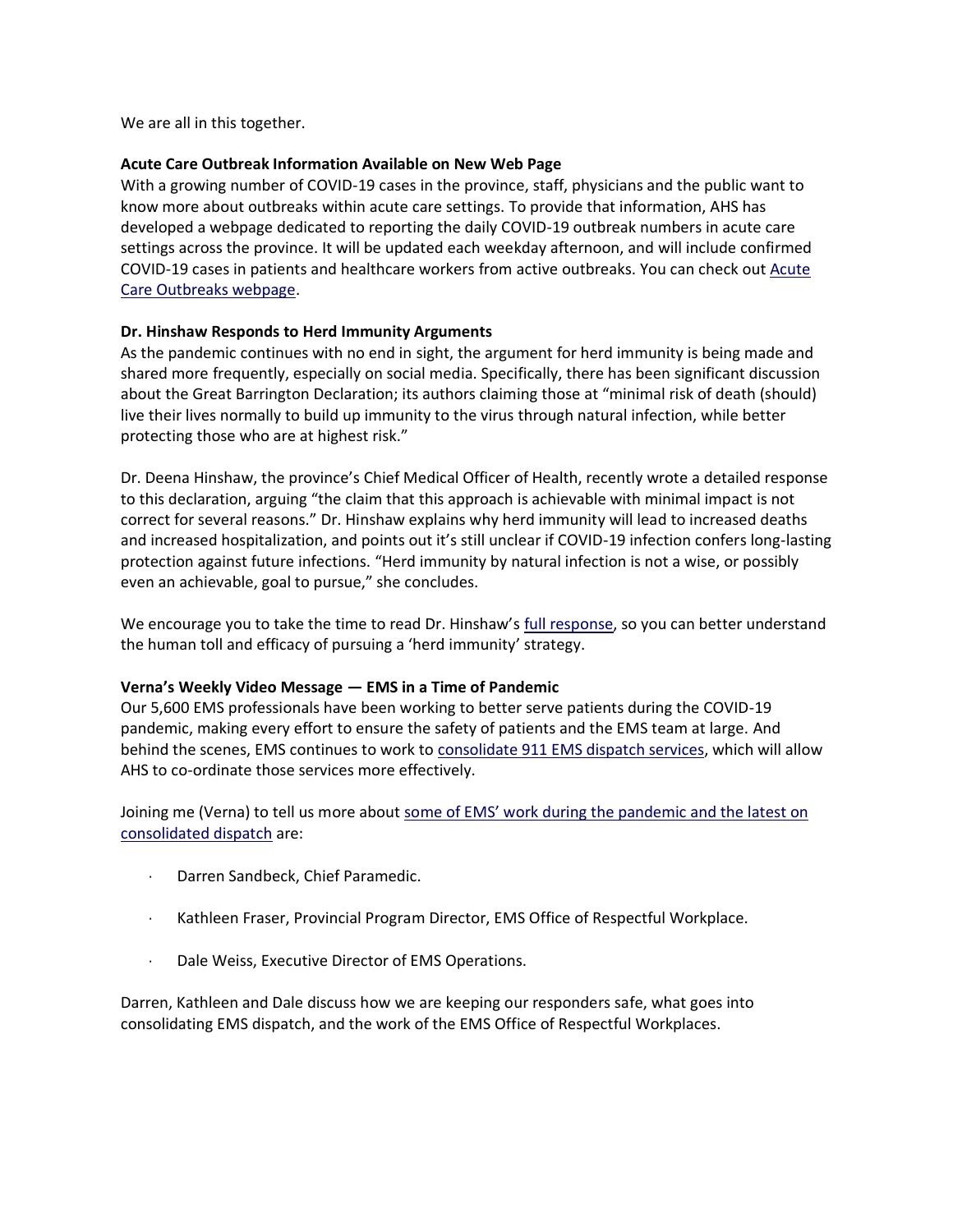We are all in this together.

**Acute Care Outbreak Information Available on New Web Page**

With a growing number of COVID-19 cases in the province, staff, physicians and the public want to know more about outbreaks within acute care settings. To provide that information, AHS has developed a webpage dedicated to reporting the daily COVID-19 outbreak numbers in acute care settings across the province. It will be updated each weekday afternoon, and will include confirmed COVID-19 cases in patients and healthcare workers from active outbreaks. You can check out Acute Care Outbreaks webpage.

**Dr. Hinshaw Responds to Herd Immunity Arguments**

As the pandemic continues with no end in sight, the argument for herd immunity is being made and shared more frequently, especially on social media. Specifically, there has been significant discussion about the Great Barrington Declaration; its authors claiming those at "minimal risk of death (should) live their lives normally to build up immunity to the virus through natural infection, while better protecting those who are at highest risk."

Dr. Deena Hinshaw, the province's Chief Medical Officer of Health, recently wrote a detailed response to this declaration, arguing "the claim that this approach is achievable with minimal impact is not correct for several reasons." Dr. Hinshaw explains why herd immunity will lead to increased deaths and increased hospitalization, and points out it's still unclear if COVID-19 infection confers long-lasting protection against future infections. "Herd immunity by natural infection is not a wise, or possibly even an achievable, goal to pursue," she concludes.

We encourage you to take the time to read Dr. Hinshaw's full response, so you can better understand the human toll and efficacy of pursuing a 'herd immunity' strategy.

**Verna's Weekly Video Message — EMS in a Time of Pandemic**

Our 5,600 EMS professionals have been working to better serve patients during the COVID-19 pandemic, making every effort to ensure the safety of patients and the EMS team at large. And behind the scenes, EMS continues to work to consolidate 911 EMS dispatch services, which will allow AHS to co-ordinate those services more effectively.

Joining me (Verna) to tell us more about some of EMS' work during the pandemic and the latest on consolidated dispatch are:

- Darren Sandbeck, Chief Paramedic.
- Kathleen Fraser, Provincial Program Director, EMS Office of Respectful Workplace.
- Dale Weiss, Executive Director of EMS Operations.

Darren, Kathleen and Dale discuss how we are keeping our responders safe, what goes into consolidating EMS dispatch, and the work of the EMS Office of Respectful Workplaces.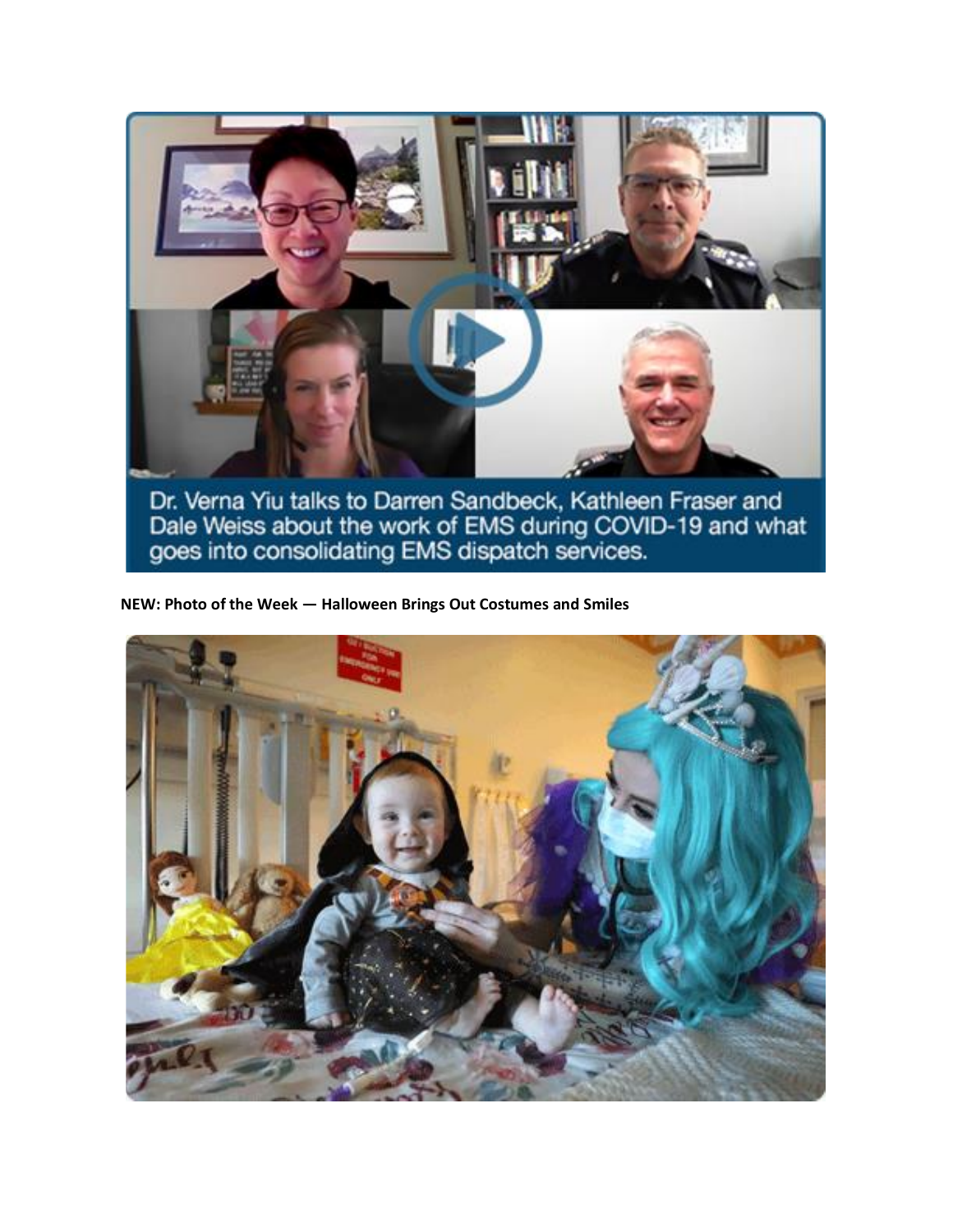Dr. Verna Yiu talks to Darren Sandbeck, Kathleen Fraser and Dale Weiss about the work of EMS during COVID-19 and what goes into consolidating EMS dispatch services.

**NEW: Photo of the Week — Halloween Brings Out Costumes and Smiles**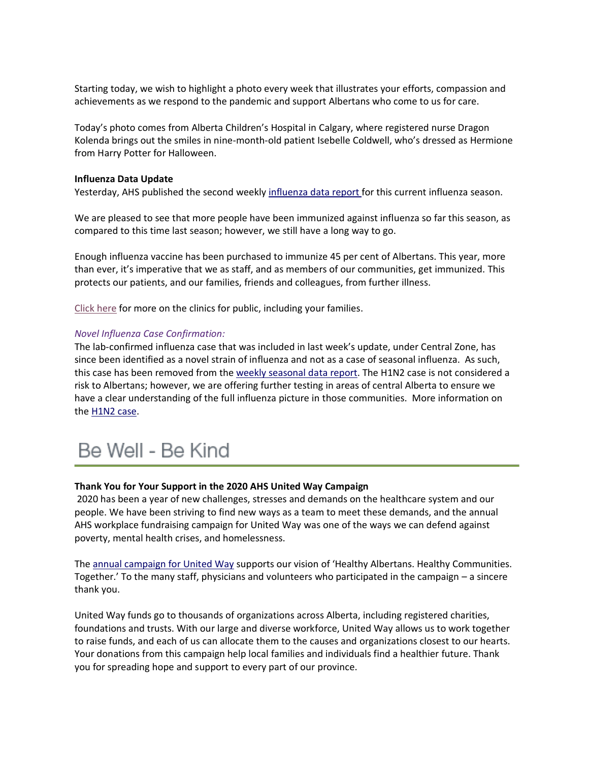Starting today, we wish to highlight a photo every week that illustrates your efforts, compassion and achievements as we respond to the pandemic and support Albertans who come to us for care.

Today's photo comes from Alberta Children's Hospital in Calgary, where registered nurse Dragon Kolenda brings out the smiles in nine-month-old patient Isebelle Coldwell, who's dressed as Hermione from Harry Potter for Halloween.

**Influenza Data Update**

Yesterday, AHS published the second weekly influenza data report for this current influenza season.

We are pleased to see that more people have been immunized against influenza so far this season, as compared to this time last season; however, we still have a long way to go.

Enough influenza vaccine has been purchased to immunize 45 per cent of Albertans. This year, more than ever, it's imperative that we as staff, and as members of our communities, get immunized. This protects our patients, and our families, friends and colleagues, from further illness.

Click here for more on the clinics for public, including your families.

*Novel Influenza Case Confirmation:*

The lab-confirmed influenza case that was included in last week's update, under Central Zone, has since been identified as a novel strain of influenza and not as a case of seasonal influenza. As such, this case has been removed from the weekly seasonal data report. The H1N2 case is not considered a risk to Albertans; however, we are offering further testing in areas of central Alberta to ensure we have a clear understanding of the full influenza picture in those communities. More information on the H1N2 case.

# Be Well - Be Kind

**Thank You for Your Support in the 2020 AHS United Way Campaign**

2020 has been a year of new challenges, stresses and demands on the healthcare system and our people. We have been striving to find new ways as a team to meet these demands, and the annual AHS workplace fundraising campaign for United Way was one of the ways we can defend against poverty, mental health crises, and homelessness.

The annual campaign for United Way supports our vision of 'Healthy Albertans. Healthy Communities. Together.' To the many staff, physicians and volunteers who participated in the campaign – a sincere thank you.

United Way funds go to thousands of organizations across Alberta, including registered charities, foundations and trusts. With our large and diverse workforce, United Way allows us to work together to raise funds, and each of us can allocate them to the causes and organizations closest to our hearts. Your donations from this campaign help local families and individuals find a healthier future. Thank you for spreading hope and support to every part of our province.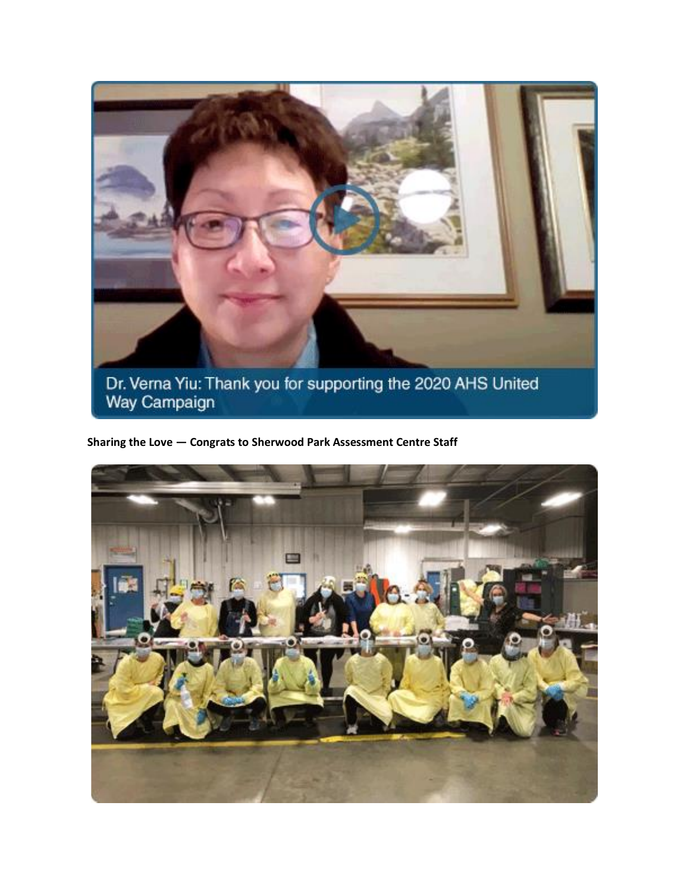Dr. Verna Yiu: Thank you for supporting the 2020 AHS United Way Campaign

**Sharing the Love — Congrats to Sherwood Park Assessment Centre Staff**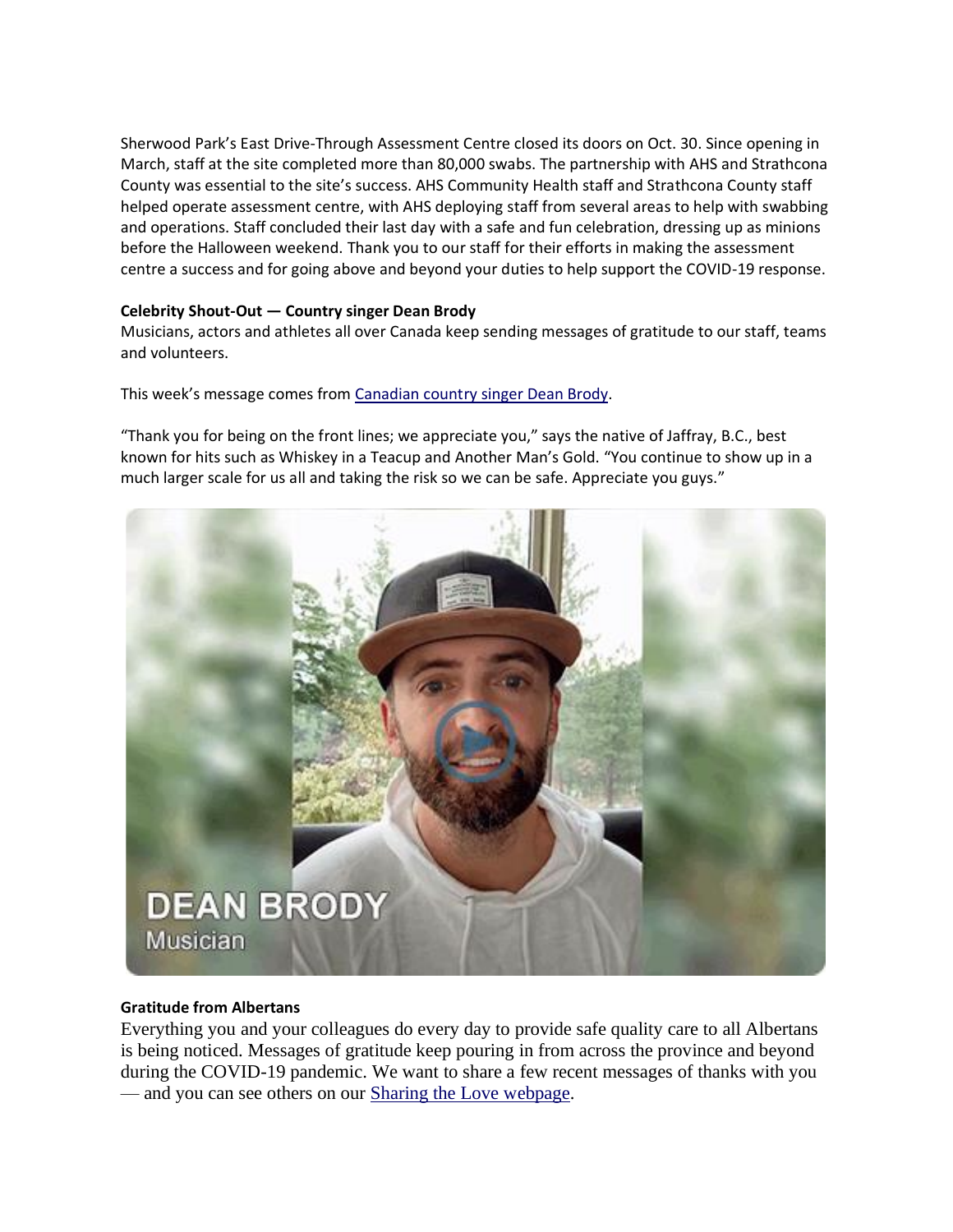Sherwood Park's East Drive-Through Assessment Centre closed its doors on Oct. 30. Since opening in March, staff at the site completed more than 80,000 swabs. The partnership with AHS and Strathcona County was essential to the site's success. AHS Community Health staff and Strathcona County staff helped operate assessment centre, with AHS deploying staff from several areas to help with swabbing and operations. Staff concluded their last day with a safe and fun celebration, dressing up as minions before the Halloween weekend. Thank you to our staff for their efforts in making the assessment centre a success and for going above and beyond your duties to help support the COVID-19 response.

**Celebrity Shout-Out — Country singer Dean Brody**

Musicians, actors and athletes all over Canada keep sending messages of gratitude to our staff, teams and volunteers.

This week's message comes from Canadian country singer Dean Brody.

"Thank you for being on the front lines; we appreciate you," says the native of Jaffray, B.C., best known for hits such as Whiskey in a Teacup and Another Man's Gold. "You continue to show up in a much larger scale for us all and taking the risk so we can be safe. Appreciate you guys."

DEAN BRODY
Musician

**Gratitude from Albertans**

Everything you and your colleagues do every day to provide safe quality care to all Albertans is being noticed. Messages of gratitude keep pouring in from across the province and beyond during the COVID-19 pandemic. We want to share a few recent messages of thanks with you — and you can see others on our Sharing the Love webpage.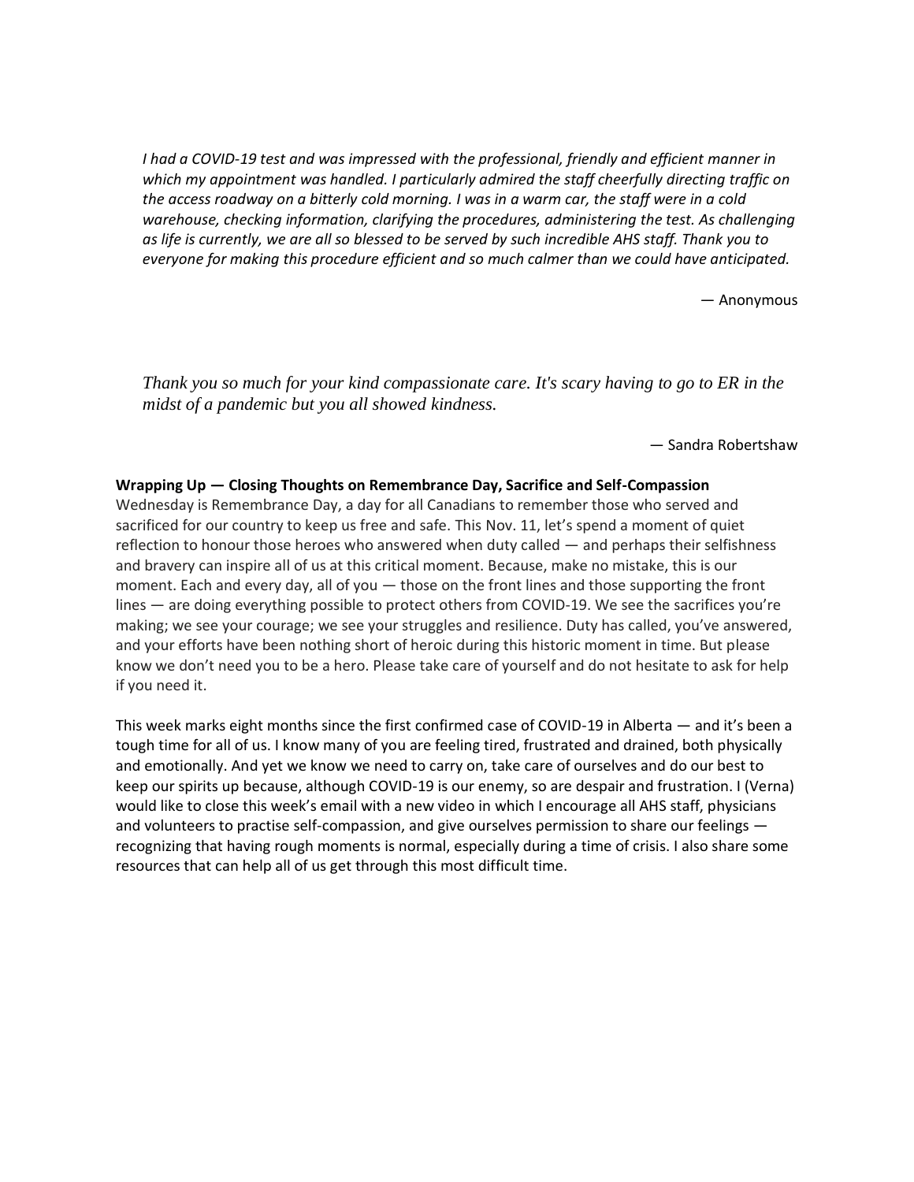*I had a COVID-19 test and was impressed with the professional, friendly and efficient manner in which my appointment was handled. I particularly admired the staff cheerfully directing traffic on the access roadway on a bitterly cold morning. I was in a warm car, the staff were in a cold warehouse, checking information, clarifying the procedures, administering the test. As challenging as life is currently, we are all so blessed to be served by such incredible AHS staff. Thank you to everyone for making this procedure efficient and so much calmer than we could have anticipated.*

— Anonymous

*Thank you so much for your kind compassionate care. It's scary having to go to ER in the midst of a pandemic but you all showed kindness.*

— Sandra Robertshaw

**Wrapping Up — Closing Thoughts on Remembrance Day, Sacrifice and Self-Compassion**

Wednesday is Remembrance Day, a day for all Canadians to remember those who served and sacrificed for our country to keep us free and safe. This Nov. 11, let's spend a moment of quiet reflection to honour those heroes who answered when duty called — and perhaps their selfishness and bravery can inspire all of us at this critical moment. Because, make no mistake, this is our moment. Each and every day, all of you — those on the front lines and those supporting the front lines — are doing everything possible to protect others from COVID-19. We see the sacrifices you're making; we see your courage; we see your struggles and resilience. Duty has called, you've answered, and your efforts have been nothing short of heroic during this historic moment in time. But please know we don't need you to be a hero. Please take care of yourself and do not hesitate to ask for help if you need it.

This week marks eight months since the first confirmed case of COVID-19 in Alberta — and it's been a tough time for all of us. I know many of you are feeling tired, frustrated and drained, both physically and emotionally. And yet we know we need to carry on, take care of ourselves and do our best to keep our spirits up because, although COVID-19 is our enemy, so are despair and frustration. I (Verna) would like to close this week's email with a new video in which I encourage all AHS staff, physicians and volunteers to practise self-compassion, and give ourselves permission to share our feelings — recognizing that having rough moments is normal, especially during a time of crisis. I also share some resources that can help all of us get through this most difficult time.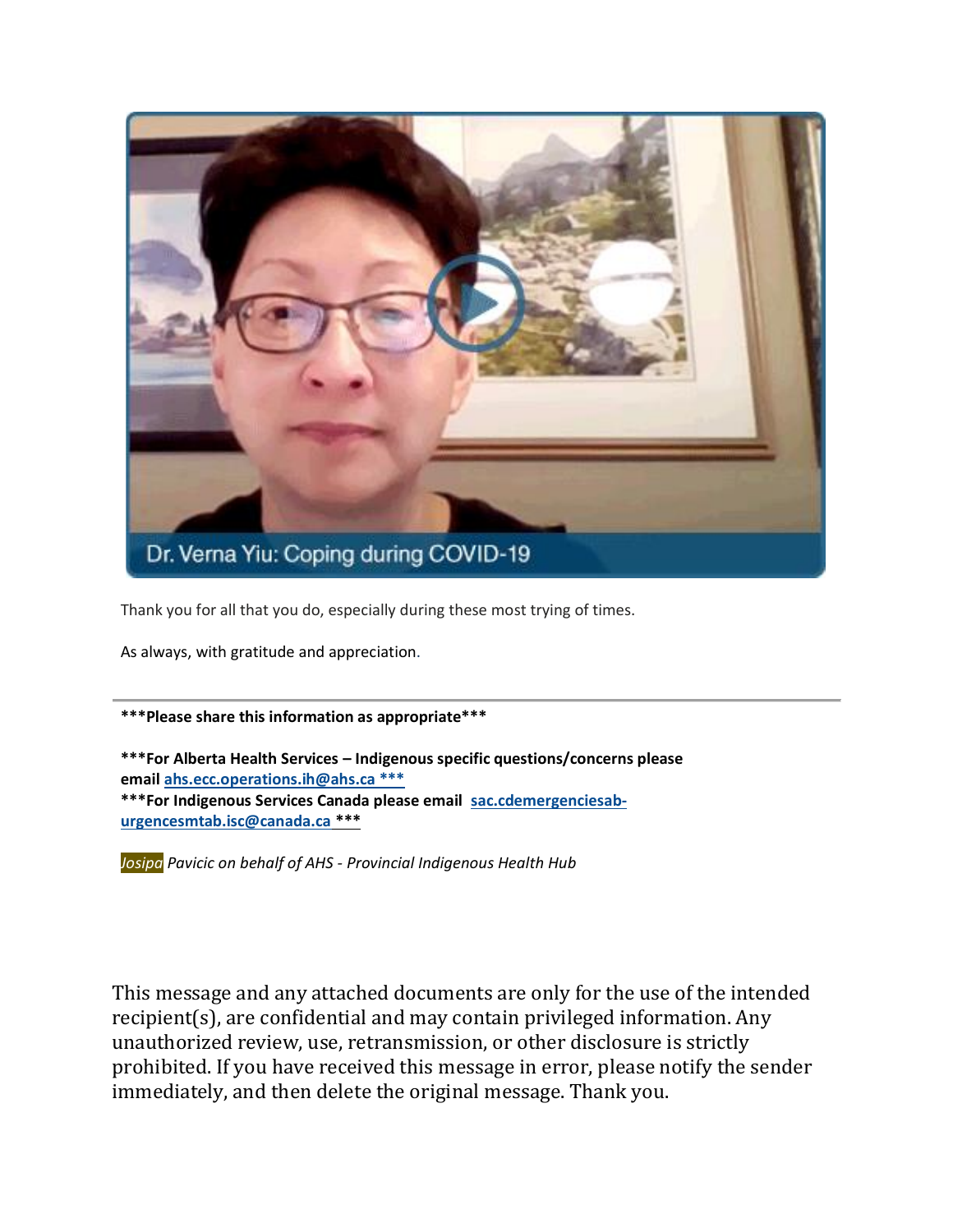Dr. Verna Yiu: Coping during COVID-19

Thank you for all that you do, especially during these most trying of times.

As always, with gratitude and appreciation.

---

**\*\*\*Please share this information as appropriate\*\*\***

**\*\*\*For Alberta Health Services – Indigenous specific questions/concerns please email ahs.ecc.operations.ih@ahs.ca \*\*\***
**\*\*\*For Indigenous Services Canada please email sac.cdemergenciesab-urgencesmtab.isc@canada.ca \*\*\***

*Josipa Pavicic on behalf of AHS - Provincial Indigenous Health Hub*

This message and any attached documents are only for the use of the intended recipient(s), are confidential and may contain privileged information. Any unauthorized review, use, retransmission, or other disclosure is strictly prohibited. If you have received this message in error, please notify the sender immediately, and then delete the original message. Thank you.